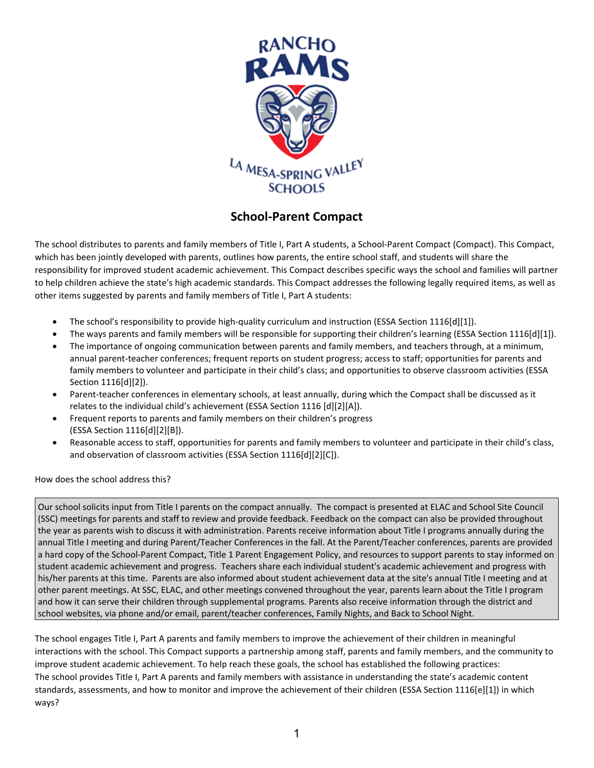RANCHO RAMS

LA MESA-SPRING VALLEY SCHOOLS

## School-Parent Compact

The school distributes to parents and family members of Title I, Part A students, a School-Parent Compact (Compact). This Compact, which has been jointly developed with parents, outlines how parents, the entire school staff, and students will share the responsibility for improved student academic achievement. This Compact describes specific ways the school and families will partner to help children achieve the state's high academic standards. This Compact addresses the following legally required items, as well as other items suggested by parents and family members of Title I, Part A students:

- The school's responsibility to provide high-quality curriculum and instruction (ESSA Section 1116[d][1]).
- The ways parents and family members will be responsible for supporting their children's learning (ESSA Section 1116[d][1]).
- The importance of ongoing communication between parents and family members, and teachers through, at a minimum, annual parent-teacher conferences; frequent reports on student progress; access to staff; opportunities for parents and family members to volunteer and participate in their child's class; and opportunities to observe classroom activities (ESSA Section 1116[d][2]).
- Parent-teacher conferences in elementary schools, at least annually, during which the Compact shall be discussed as it relates to the individual child's achievement (ESSA Section 1116 [d][2][A]).
- Frequent reports to parents and family members on their children's progress (ESSA Section 1116[d][2][B]).
- Reasonable access to staff, opportunities for parents and family members to volunteer and participate in their child's class, and observation of classroom activities (ESSA Section 1116[d][2][C]).

How does the school address this?

Our school solicits input from Title I parents on the compact annually. The compact is presented at ELAC and School Site Council (SSC) meetings for parents and staff to review and provide feedback. Feedback on the compact can also be provided throughout the year as parents wish to discuss it with administration. Parents receive information about Title I programs annually during the annual Title I meeting and during Parent/Teacher Conferences in the fall. At the Parent/Teacher conferences, parents are provided a hard copy of the School-Parent Compact, Title 1 Parent Engagement Policy, and resources to support parents to stay informed on student academic achievement and progress. Teachers share each individual student's academic achievement and progress with his/her parents at this time. Parents are also informed about student achievement data at the site's annual Title I meeting and at other parent meetings. At SSC, ELAC, and other meetings convened throughout the year, parents learn about the Title I program and how it can serve their children through supplemental programs. Parents also receive information through the district and school websites, via phone and/or email, parent/teacher conferences, Family Nights, and Back to School Night.

The school engages Title I, Part A parents and family members to improve the achievement of their children in meaningful interactions with the school. This Compact supports a partnership among staff, parents and family members, and the community to improve student academic achievement. To help reach these goals, the school has established the following practices:
The school provides Title I, Part A parents and family members with assistance in understanding the state's academic content standards, assessments, and how to monitor and improve the achievement of their children (ESSA Section 1116[e][1]) in which ways?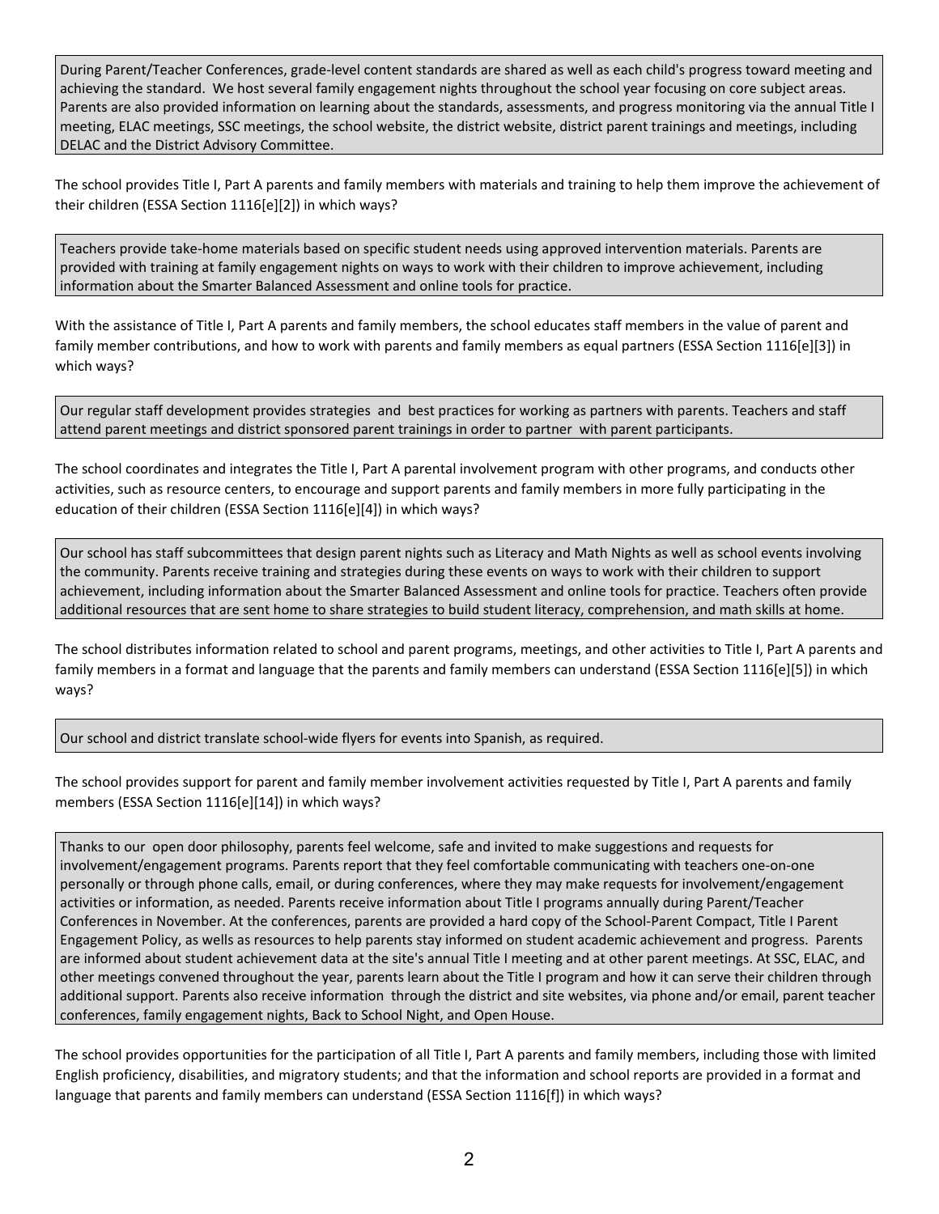During Parent/Teacher Conferences, grade-level content standards are shared as well as each child's progress toward meeting and achieving the standard. We host several family engagement nights throughout the school year focusing on core subject areas. Parents are also provided information on learning about the standards, assessments, and progress monitoring via the annual Title I meeting, ELAC meetings, SSC meetings, the school website, the district website, district parent trainings and meetings, including DELAC and the District Advisory Committee.

The school provides Title I, Part A parents and family members with materials and training to help them improve the achievement of their children (ESSA Section 1116[e][2]) in which ways?

Teachers provide take-home materials based on specific student needs using approved intervention materials. Parents are provided with training at family engagement nights on ways to work with their children to improve achievement, including information about the Smarter Balanced Assessment and online tools for practice.

With the assistance of Title I, Part A parents and family members, the school educates staff members in the value of parent and family member contributions, and how to work with parents and family members as equal partners (ESSA Section 1116[e][3]) in which ways?

Our regular staff development provides strategies and best practices for working as partners with parents. Teachers and staff attend parent meetings and district sponsored parent trainings in order to partner with parent participants.

The school coordinates and integrates the Title I, Part A parental involvement program with other programs, and conducts other activities, such as resource centers, to encourage and support parents and family members in more fully participating in the education of their children (ESSA Section 1116[e][4]) in which ways?

Our school has staff subcommittees that design parent nights such as Literacy and Math Nights as well as school events involving the community. Parents receive training and strategies during these events on ways to work with their children to support achievement, including information about the Smarter Balanced Assessment and online tools for practice. Teachers often provide additional resources that are sent home to share strategies to build student literacy, comprehension, and math skills at home.

The school distributes information related to school and parent programs, meetings, and other activities to Title I, Part A parents and family members in a format and language that the parents and family members can understand (ESSA Section 1116[e][5]) in which ways?

Our school and district translate school-wide flyers for events into Spanish, as required.

The school provides support for parent and family member involvement activities requested by Title I, Part A parents and family members (ESSA Section 1116[e][14]) in which ways?

Thanks to our open door philosophy, parents feel welcome, safe and invited to make suggestions and requests for involvement/engagement programs. Parents report that they feel comfortable communicating with teachers one-on-one personally or through phone calls, email, or during conferences, where they may make requests for involvement/engagement activities or information, as needed. Parents receive information about Title I programs annually during Parent/Teacher Conferences in November. At the conferences, parents are provided a hard copy of the School-Parent Compact, Title I Parent Engagement Policy, as wells as resources to help parents stay informed on student academic achievement and progress. Parents are informed about student achievement data at the site's annual Title I meeting and at other parent meetings. At SSC, ELAC, and other meetings convened throughout the year, parents learn about the Title I program and how it can serve their children through additional support. Parents also receive information through the district and site websites, via phone and/or email, parent teacher conferences, family engagement nights, Back to School Night, and Open House.

The school provides opportunities for the participation of all Title I, Part A parents and family members, including those with limited English proficiency, disabilities, and migratory students; and that the information and school reports are provided in a format and language that parents and family members can understand (ESSA Section 1116[f]) in which ways?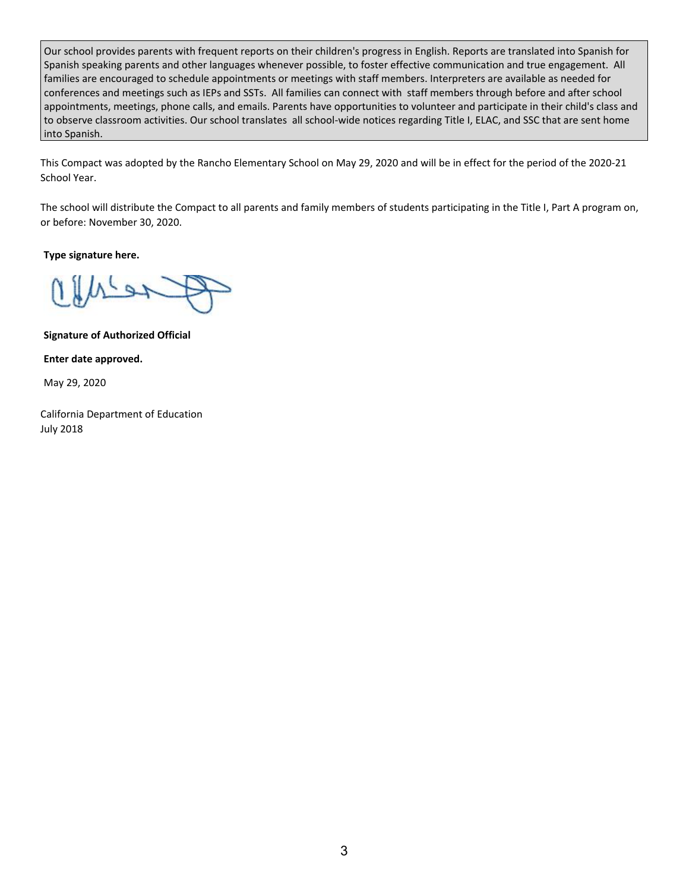Our school provides parents with frequent reports on their children's progress in English. Reports are translated into Spanish for Spanish speaking parents and other languages whenever possible, to foster effective communication and true engagement. All families are encouraged to schedule appointments or meetings with staff members. Interpreters are available as needed for conferences and meetings such as IEPs and SSTs. All families can connect with staff members through before and after school appointments, meetings, phone calls, and emails. Parents have opportunities to volunteer and participate in their child's class and to observe classroom activities. Our school translates all school-wide notices regarding Title I, ELAC, and SSC that are sent home into Spanish.

This Compact was adopted by the Rancho Elementary School on May 29, 2020 and will be in effect for the period of the 2020-21 School Year.

The school will distribute the Compact to all parents and family members of students participating in the Title I, Part A program on, or before: November 30, 2020.

**Type signature here.**

**Signature of Authorized Official**

**Enter date approved.**

May 29, 2020

California Department of Education
July 2018